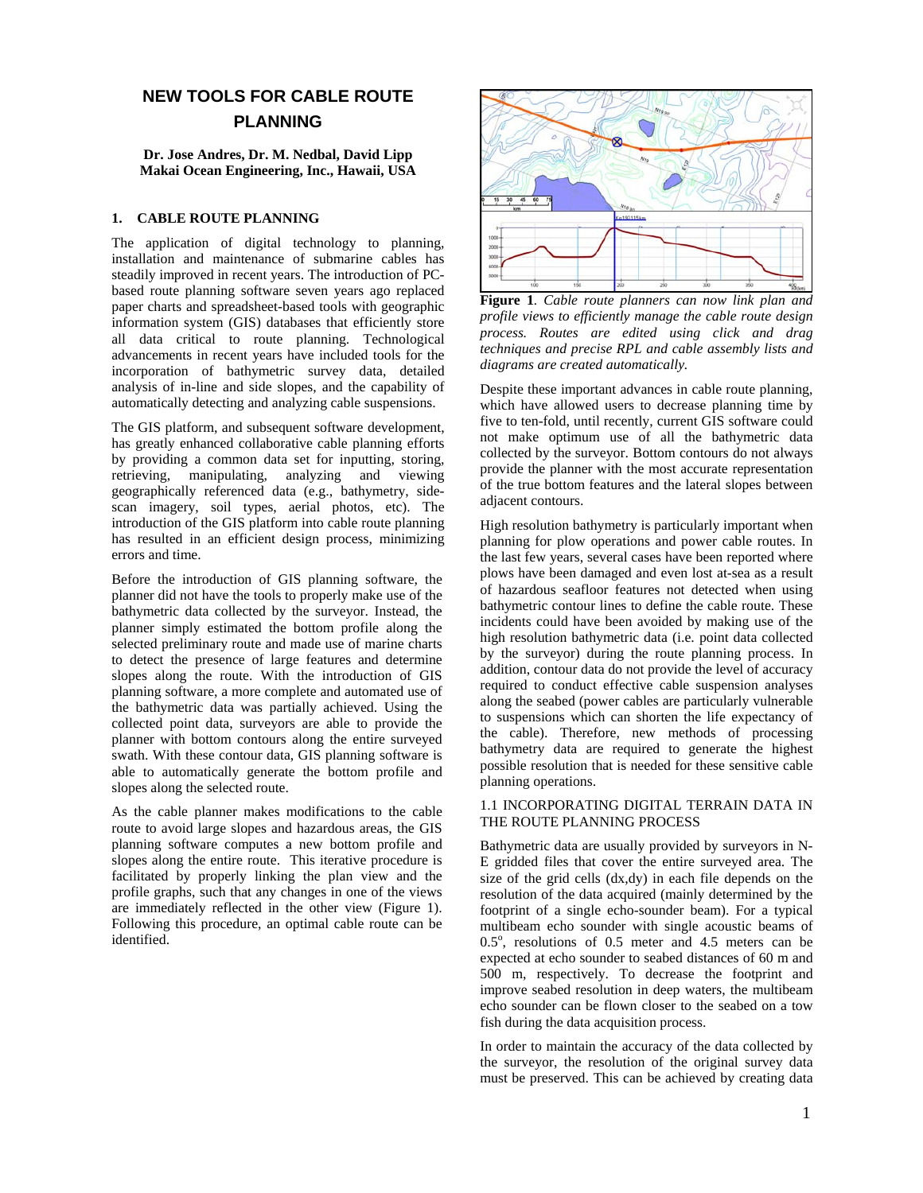# NEW TOOLS FOR CABLE ROUTE PLANNING

**Dr. Jose Andres, Dr. M. Nedbal, David Lipp**
**Makai Ocean Engineering, Inc., Hawaii, USA**

## 1. CABLE ROUTE PLANNING

The application of digital technology to planning, installation and maintenance of submarine cables has steadily improved in recent years. The introduction of PC-based route planning software seven years ago replaced paper charts and spreadsheet-based tools with geographic information system (GIS) databases that efficiently store all data critical to route planning. Technological advancements in recent years have included tools for the incorporation of bathymetric survey data, detailed analysis of in-line and side slopes, and the capability of automatically detecting and analyzing cable suspensions.

The GIS platform, and subsequent software development, has greatly enhanced collaborative cable planning efforts by providing a common data set for inputting, storing, retrieving, manipulating, analyzing and viewing geographically referenced data (e.g., bathymetry, side-scan imagery, soil types, aerial photos, etc). The introduction of the GIS platform into cable route planning has resulted in an efficient design process, minimizing errors and time.

Before the introduction of GIS planning software, the planner did not have the tools to properly make use of the bathymetric data collected by the surveyor. Instead, the planner simply estimated the bottom profile along the selected preliminary route and made use of marine charts to detect the presence of large features and determine slopes along the route. With the introduction of GIS planning software, a more complete and automated use of the bathymetric data was partially achieved. Using the collected point data, surveyors are able to provide the planner with bottom contours along the entire surveyed swath. With these contour data, GIS planning software is able to automatically generate the bottom profile and slopes along the selected route.

As the cable planner makes modifications to the cable route to avoid large slopes and hazardous areas, the GIS planning software computes a new bottom profile and slopes along the entire route. This iterative procedure is facilitated by properly linking the plan view and the profile graphs, such that any changes in one of the views are immediately reflected in the other view (Figure 1). Following this procedure, an optimal cable route can be identified.

**Figure 1**. *Cable route planners can now link plan and profile views to efficiently manage the cable route design process. Routes are edited using click and drag techniques and precise RPL and cable assembly lists and diagrams are created automatically.*

Despite these important advances in cable route planning, which have allowed users to decrease planning time by five to ten-fold, until recently, current GIS software could not make optimum use of all the bathymetric data collected by the surveyor. Bottom contours do not always provide the planner with the most accurate representation of the true bottom features and the lateral slopes between adjacent contours.

High resolution bathymetry is particularly important when planning for plow operations and power cable routes. In the last few years, several cases have been reported where plows have been damaged and even lost at-sea as a result of hazardous seafloor features not detected when using bathymetric contour lines to define the cable route. These incidents could have been avoided by making use of the high resolution bathymetric data (i.e. point data collected by the surveyor) during the route planning process. In addition, contour data do not provide the level of accuracy required to conduct effective cable suspension analyses along the seabed (power cables are particularly vulnerable to suspensions which can shorten the life expectancy of the cable). Therefore, new methods of processing bathymetry data are required to generate the highest possible resolution that is needed for these sensitive cable planning operations.

### 1.1 INCORPORATING DIGITAL TERRAIN DATA IN THE ROUTE PLANNING PROCESS

Bathymetric data are usually provided by surveyors in N-E gridded files that cover the entire surveyed area. The size of the grid cells (dx,dy) in each file depends on the resolution of the data acquired (mainly determined by the footprint of a single echo-sounder beam). For a typical multibeam echo sounder with single acoustic beams of $0.5^{o}$, resolutions of 0.5 meter and 4.5 meters can be expected at echo sounder to seabed distances of 60 m and 500 m, respectively. To decrease the footprint and improve seabed resolution in deep waters, the multibeam echo sounder can be flown closer to the seabed on a tow fish during the data acquisition process.

In order to maintain the accuracy of the data collected by the surveyor, the resolution of the original survey data must be preserved. This can be achieved by creating data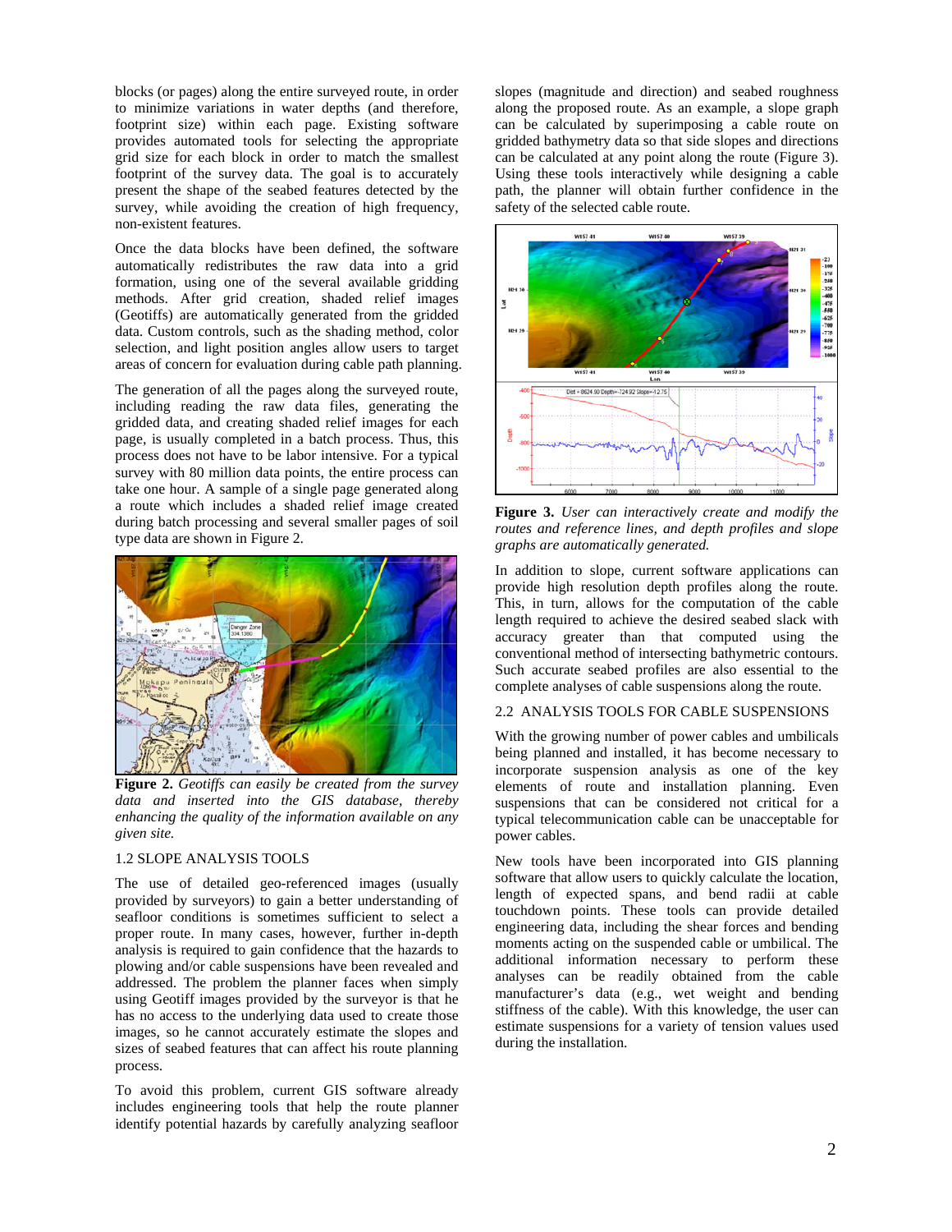blocks (or pages) along the entire surveyed route, in order to minimize variations in water depths (and therefore, footprint size) within each page. Existing software provides automated tools for selecting the appropriate grid size for each block in order to match the smallest footprint of the survey data. The goal is to accurately present the shape of the seabed features detected by the survey, while avoiding the creation of high frequency, non-existent features.

Once the data blocks have been defined, the software automatically redistributes the raw data into a grid formation, using one of the several available gridding methods. After grid creation, shaded relief images (Geotiffs) are automatically generated from the gridded data. Custom controls, such as the shading method, color selection, and light position allow users to target areas of concern for evaluation during cable path planning.

The generation of all the pages along the surveyed route, including reading the raw data files, generating the gridded data, and creating shaded relief images for each page, is usually completed in a batch process. Thus, this process does not have to be labor intensive. For a typical survey with 80 million data points, the entire process can take one hour. A sample of a single page generated along a route which includes a shaded relief image created during batch processing and several smaller pages of soil type data are shown in Figure 2.

**Figure 2.** *Geotiffs can easily be created from the survey data and inserted into the GIS database, thereby enhancing the quality of the information available on any given site.*

### 1.2 SLOPE ANALYSIS TOOLS

The use of detailed geo-referenced images (usually provided by surveyors) to gain a better understanding of seafloor conditions is sometimes sufficient to select a proper route. In many cases, however, further in-depth analysis is required to gain confidence that the hazards to plowing and/or cable suspensions have been revealed and addressed. The problem the planner faces when simply using Geotiff images provided by the surveyor is that he has no access to the underlying data used to create those images, so he cannot accurately estimate the slopes and sizes of seabed features that can affect his route planning process.

To avoid this problem, current GIS software already includes engineering tools that help the route planner identify potential hazards by carefully analyzing seafloor slopes (magnitude and direction) and seabed roughness along the proposed route. As an example, a slope graph can be calculated by superimposing a cable route on gridded bathymetry data so that side slopes and directions can be calculated at any point along the route (Figure 3). Using these tools interactively while designing a cable path, the planner will obtain further confidence in the safety of the selected cable route.

**Figure 3.** *User can interactively create and modify the routes and reference lines, and depth profiles and slope graphs are automatically generated.*

In addition to slope, current software applications can provide high resolution depth profiles along the route. This, in turn, allows for the computation of the cable length required to achieve the desired seabed slack with accuracy greater than that computed using the conventional method of intersecting bathymetric contours. Such accurate seabed profiles are also essential to the complete analyses of cable suspensions along the route.

### 2.2 ANALYSIS TOOLS FOR CABLE SUSPENSIONS

With the growing number of power cables and umbilicals being planned and installed, it has become necessary to incorporate suspension analysis as one of the key elements of route and installation planning. Even suspensions that can be considered not critical for a typical telecommunication cable can be unacceptable for power cables.

New tools have been incorporated into GIS planning software that allow users to quickly calculate the location, length of expected spans, and bend radii at cable touchdown points. These tools can provide detailed engineering data, including the shear forces and bending moments acting on the suspended cable or umbilical. The additional information necessary to perform these analyses can be readily obtained from the cable manufacturer's data (e.g., wet weight and bending stiffness of the cable). With this knowledge, the user can estimate suspensions for a variety of tension values used during the installation.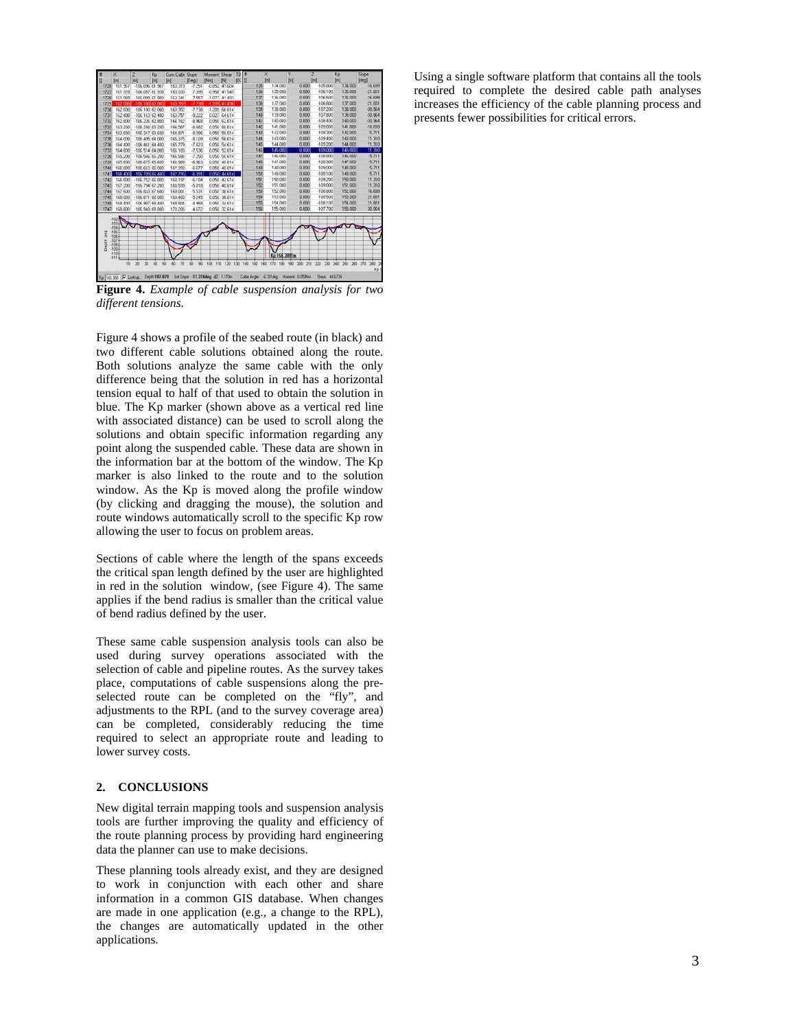**Figure 4.** *Example of cable suspension analysis for two different tensions.*

Figure 4 shows a profile of the seabed route (in black) and two different cable solutions obtained along the route. Both solutions analyze the same cable with the only difference being that the solution in red has a horizontal tension equal to half of that used to obtain the solution in blue. The Kp marker (shown above as a vertical red line with associated distance) can be used to scroll along the solutions and obtain specific information regarding any point along the suspended cable. These data are shown in the information bar at the bottom of the window. The Kp marker is also linked to the route and to the solution window. As the Kp is moved along the profile window (by clicking and dragging the mouse), the solution and route windows automatically scroll to the specific Kp row allowing the user to focus on problem areas.

Sections of cable where the length of the spans exceeds the critical span length defined by the user are highlighted in red in the solution window, (see Figure 4). The same applies if the bend radius is smaller than the critical value of bend radius defined by the user.

These same cable suspension analysis tools can also be used during survey operations associated with the selection of cable and pipeline routes. As the survey takes place, computations of cable suspensions along the pre-selected route can be completed on the "fly", and adjustments to the RPL (and to the survey coverage area) can be completed, considerably reducing the time required to select an appropriate route and leading to lower survey costs.

Using a single software platform that contains all the tools required to complete the desired cable path analyses increases the efficiency of the cable planning process and presents fewer possibilities for critical errors.

## 2. CONCLUSIONS

New digital terrain mapping tools and suspension analysis tools are further improving the quality and efficiency of the route planning process by providing hard engineering data the planner can use to make decisions.

These planning tools already exist, and they are designed to work in conjunction with each other and share information in a common GIS database. When changes are made in one application (e.g., a change to the RPL), the changes are automatically updated in the other applications.